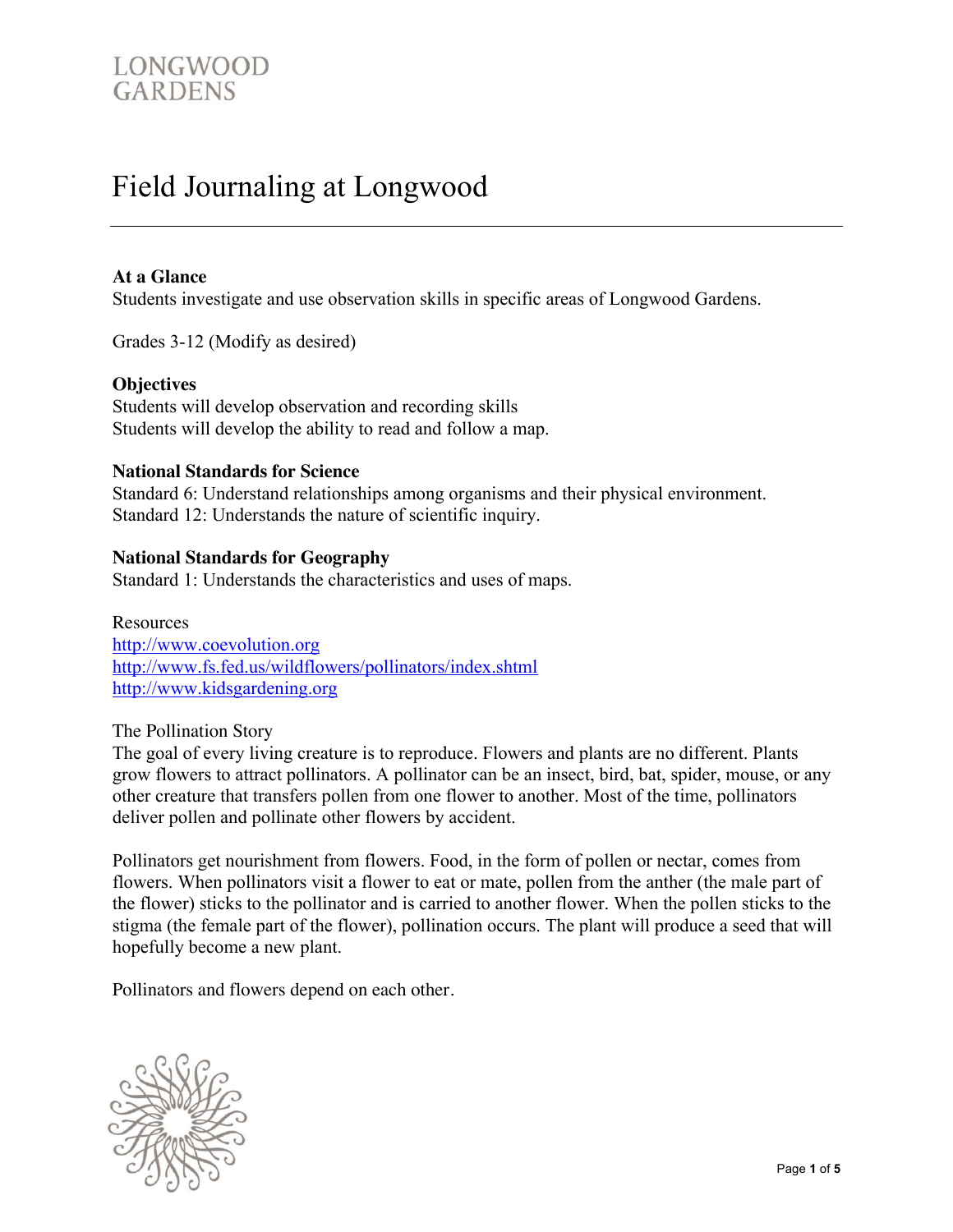LONGWOOD GARDENS

# Field Journaling at Longwood

**At a Glance**

Students investigate and use observation skills in specific areas of Longwood Gardens.

Grades 3-12 (Modify as desired)

**Objectives**

Students will develop observation and recording skills

Students will develop the ability to read and follow a map.

**National Standards for Science**

Standard 6: Understand relationships among organisms and their physical environment.

Standard 12: Understands the nature of scientific inquiry.

**National Standards for Geography**

Standard 1: Understands the characteristics and uses of maps.

Resources

http://www.coevolution.org

http://www.fs.fed.us/wildflowers/pollinators/index.shtml

http://www.kidsgardening.org

The Pollination Story

The goal of every living creature is to reproduce. Flowers and plants are no different. Plants grow flowers to attract pollinators. A pollinator can be an insect, bird, bat, spider, mouse, or any other creature that transfers pollen from one flower to another. Most of the time, pollinators deliver pollen and pollinate other flowers by accident.

Pollinators get nourishment from flowers. Food, in the form of pollen or nectar, comes from flowers. When pollinators visit a flower to eat or mate, pollen from the anther (the male part of the flower) sticks to the pollinator and is carried to another flower. When the pollen sticks to the stigma (the female part of the flower), pollination occurs. The plant will produce a seed that will hopefully become a new plant.

Pollinators and flowers depend on each other.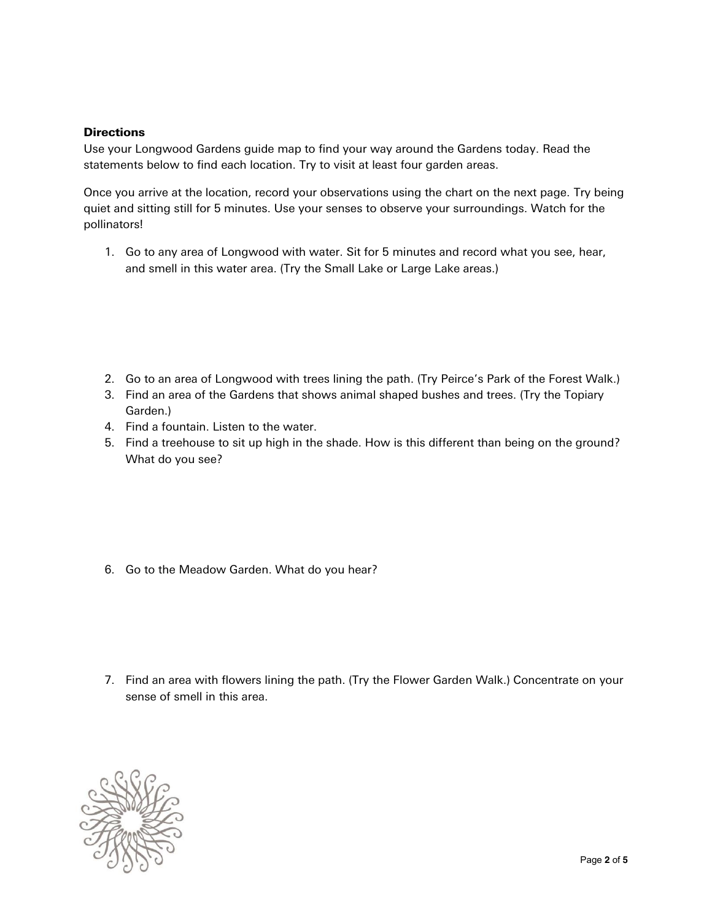**Directions**

Use your Longwood Gardens guide map to find your way around the Gardens today. Read the statements below to find each location. Try to visit at least four garden areas.

Once you arrive at the location, record your observations using the chart on the next page. Try being quiet and sitting still for 5 minutes. Use your senses to observe your surroundings. Watch for the pollinators!

1. Go to any area of Longwood with water. Sit for 5 minutes and record what you see, hear, and smell in this water area. (Try the Small Lake or Large Lake areas.)
2. Go to an area of Longwood with trees lining the path. (Try Peirce's Park of the Forest Walk.)
3. Find an area of the Gardens that shows animal shaped bushes and trees. (Try the Topiary Garden.)
4. Find a fountain. Listen to the water.
5. Find a treehouse to sit up high in the shade. How is this different than being on the ground? What do you see?
6. Go to the Meadow Garden. What do you hear?
7. Find an area with flowers lining the path. (Try the Flower Garden Walk.) Concentrate on your sense of smell in this area.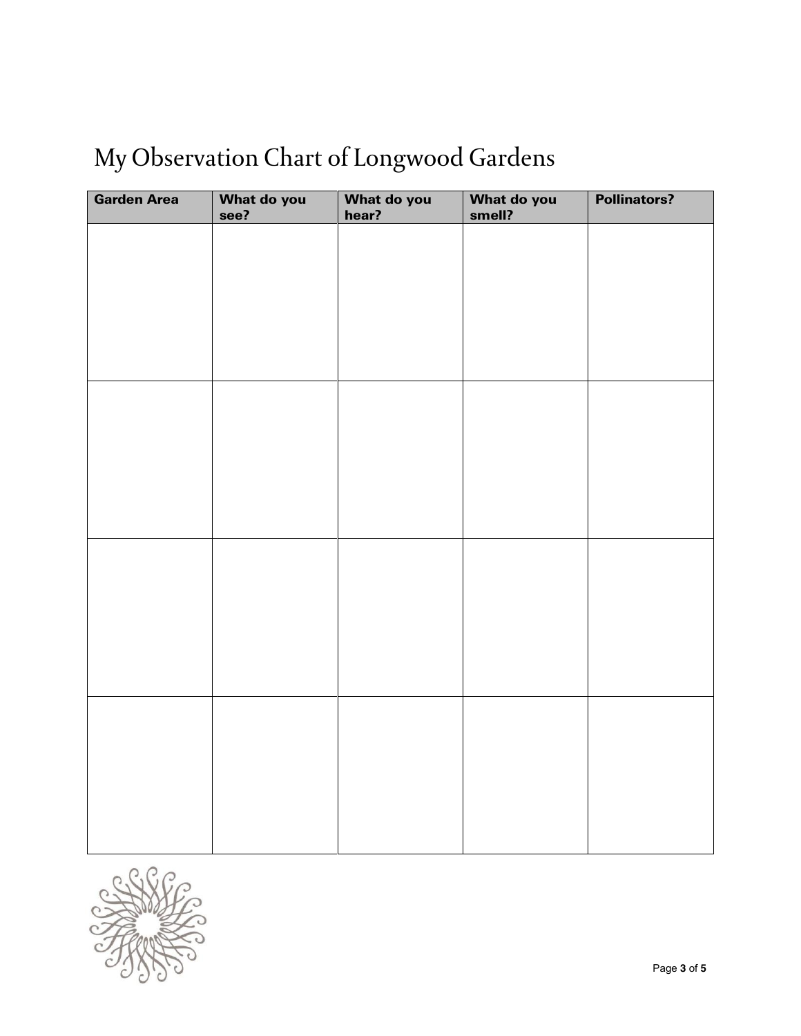# My Observation Chart of Longwood Gardens

| Garden Area | What do you see? | What do you hear? | What do you smell? | Pollinators? |
|---|---|---|---|---|
| | | | | |
| | | | | |
| | | | | |
| | | | | |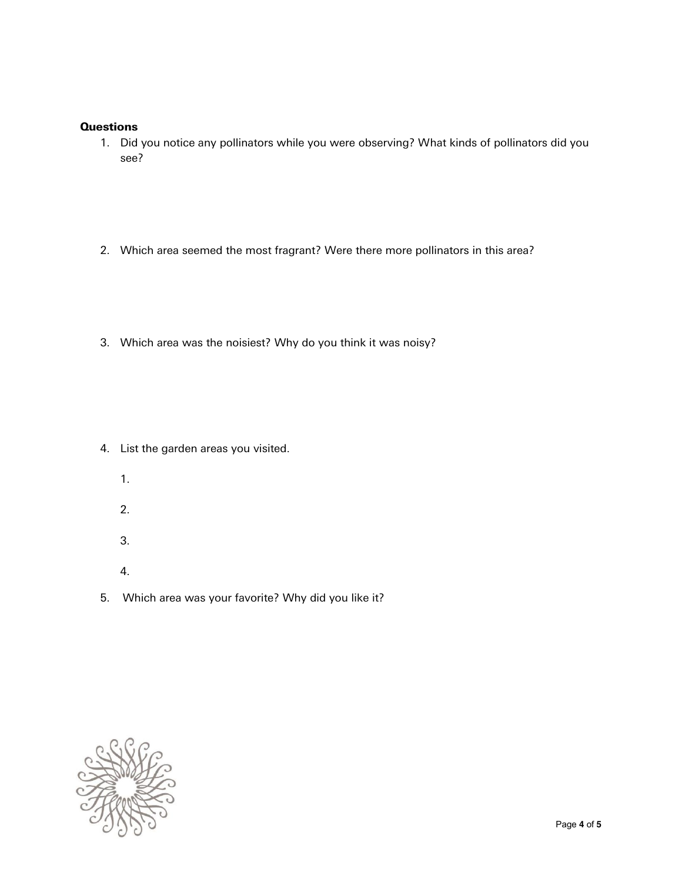**Questions**

1. Did you notice any pollinators while you were observing? What kinds of pollinators did you see?

2. Which area seemed the most fragrant? Were there more pollinators in this area?

3. Which area was the noisiest? Why do you think it was noisy?

4. List the garden areas you visited.

    1.

    2.

    3.

    4.

5. Which area was your favorite? Why did you like it?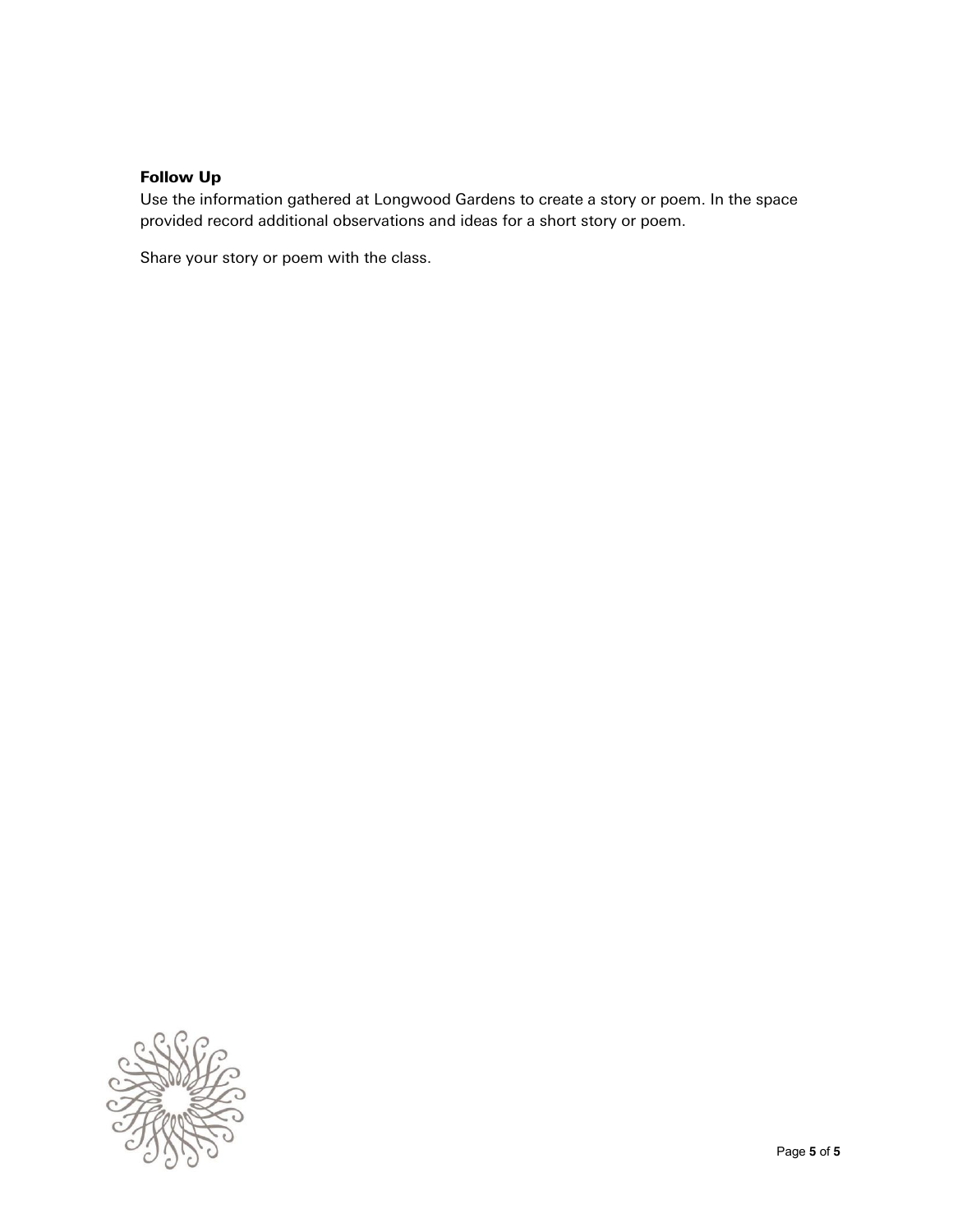### Follow Up

Use the information gathered at Longwood Gardens to create a story or poem. In the space provided record additional observations and ideas for a short story or poem.

Share your story or poem with the class.